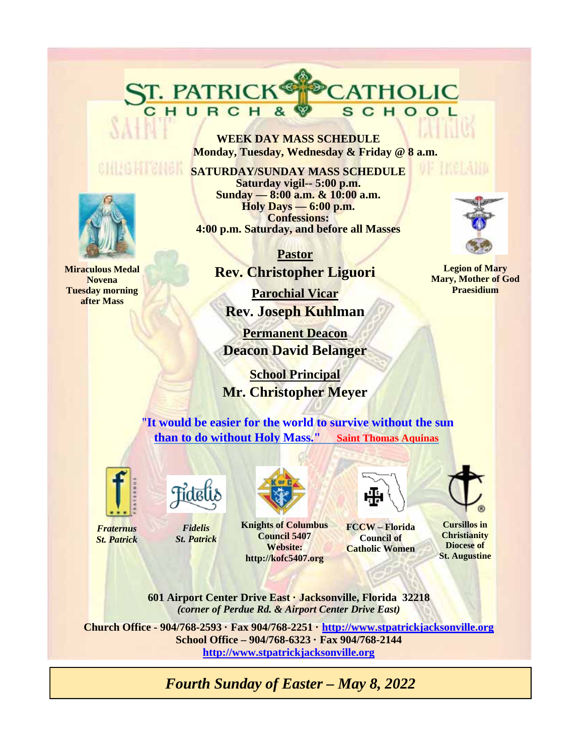# ST. PATRICK CATHOLIC CHURCH & SCHOOL

**WEEK DAY MASS SCHEDULE**
**Monday, Tuesday, Wednesday & Friday @ 8 a.m.**

**SATURDAY/SUNDAY MASS SCHEDULE**
**Saturday vigil-- 5:00 p.m.**
**Sunday — 8:00 a.m. & 10:00 a.m.**
**Holy Days — 6:00 p.m.**
**Confessions:**
**4:00 p.m. Saturday, and before all Masses**

**Miraculous Medal Novena Tuesday morning after Mass**

**Legion of Mary Mary, Mother of God Praesidium**

**Pastor**
**Rev. Christopher Liguori**

**Parochial Vicar**
**Rev. Joseph Kuhlman**

**Permanent Deacon**
**Deacon David Belanger**

**School Principal**
**Mr. Christopher Meyer**

**"It would be easier for the world to survive without the sun than to do without Holy Mass."** **Saint Thomas Aquinas**

***Fraternus St. Patrick***

***Fidelis St. Patrick***

**Knights of Columbus Council 5407 Website: http://kofc5407.org**

**FCCW – Florida Council of Catholic Women**

**Cursillos in Christianity Diocese of St. Augustine**

**601 Airport Center Drive East · Jacksonville, Florida 32218**
***(corner of Perdue Rd. & Airport Center Drive East)***

**Church Office - 904/768-2593 · Fax 904/768-2251 · http://www.stpatrickjacksonville.org**
**School Office – 904/768-6323 · Fax 904/768-2144**
**http://www.stpatrickjacksonville.org**

***Fourth Sunday of Easter – May 8, 2022***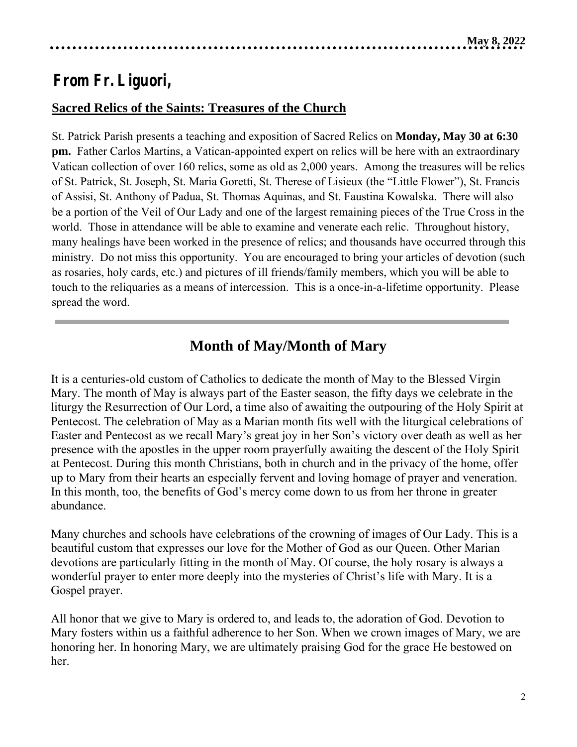# From Fr. Liguori,

## Sacred Relics of the Saints: Treasures of the Church

St. Patrick Parish presents a teaching and exposition of Sacred Relics on **Monday, May 30 at 6:30 pm.** Father Carlos Martins, a Vatican-appointed expert on relics will be here with an extraordinary Vatican collection of over 160 relics, some as old as 2,000 years. Among the treasures will be relics of St. Patrick, St. Joseph, St. Maria Goretti, St. Therese of Lisieux (the "Little Flower"), St. Francis of Assisi, St. Anthony of Padua, St. Thomas Aquinas, and St. Faustina Kowalska. There will also be a portion of the Veil of Our Lady and one of the largest remaining pieces of the True Cross in the world. Those in attendance will be able to examine and venerate each relic. Throughout history, many healings have been worked in the presence of relics; and thousands have occurred through this ministry. Do not miss this opportunity. You are encouraged to bring your articles of devotion (such as rosaries, holy cards, etc.) and pictures of ill friends/family members, which you will be able to touch to the reliquaries as a means of intercession. This is a once-in-a-lifetime opportunity. Please spread the word.

---

## Month of May/Month of Mary

It is a centuries-old custom of Catholics to dedicate the month of May to the Blessed Virgin Mary. The month of May is always part of the Easter season, the fifty days we celebrate in the liturgy the Resurrection of Our Lord, a time also of awaiting the outpouring of the Holy Spirit at Pentecost. The celebration of May as a Marian month fits well with the liturgical celebrations of Easter and Pentecost as we recall Mary's great joy in her Son's victory over death as well as her presence with the apostles in the upper room prayerfully awaiting the descent of the Holy Spirit at Pentecost. During this month Christians, both in church and in the privacy of the home, offer up to Mary from their hearts an especially fervent and loving homage of prayer and veneration. In this month, too, the benefits of God's mercy come down to us from her throne in greater abundance.

Many churches and schools have celebrations of the crowning of images of Our Lady. This is a beautiful custom that expresses our love for the Mother of God as our Queen. Other Marian devotions are particularly fitting in the month of May. Of course, the holy rosary is always a wonderful prayer to enter more deeply into the mysteries of Christ's life with Mary. It is a Gospel prayer.

All honor that we give to Mary is ordered to, and leads to, the adoration of God. Devotion to Mary fosters within us a faithful adherence to her Son. When we crown images of Mary, we are honoring her. In honoring Mary, we are ultimately praising God for the grace He bestowed on her.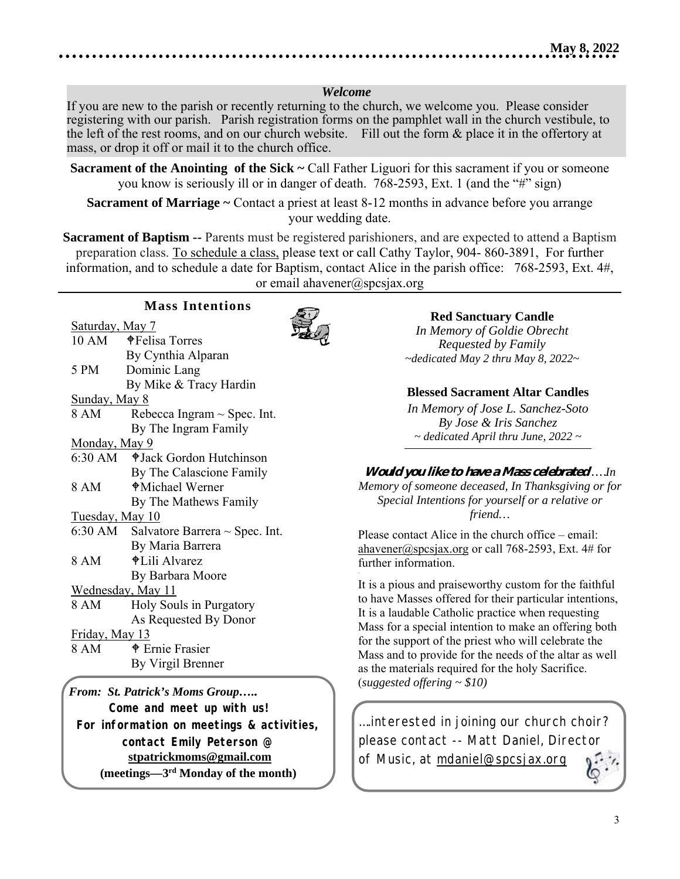May 8, 2022

### *Welcome*

If you are new to the parish or recently returning to the church, we welcome you. Please consider registering with our parish. Parish registration forms on the pamphlet wall in the church vestibule, to the left of the rest rooms, and on our church website. Fill out the form & place it in the offertory at mass, or drop it off or mail it to the church office.

**Sacrament of the Anointing of the Sick ~** Call Father Liguori for this sacrament if you or someone you know is seriously ill or in danger of death. 768-2593, Ext. 1 (and the "#" sign)

**Sacrament of Marriage ~** Contact a priest at least 8-12 months in advance before you arrange your wedding date.

**Sacrament of Baptism --** Parents must be registered parishioners, and are expected to attend a Baptism preparation class. To schedule a class, please text or call Cathy Taylor, 904- 860-3891, For further information, and to schedule a date for Baptism, contact Alice in the parish office: 768-2593, Ext. 4#, or email ahavener@spcsjax.org

## Mass Intentions

Saturday, May 7
10 AM ✟Felisa Torres
By Cynthia Alparan
5 PM Dominic Lang
By Mike & Tracy Hardin

Sunday, May 8
8 AM Rebecca Ingram ~ Spec. Int.
By The Ingram Family

Monday, May 9
6:30 AM ✟Jack Gordon Hutchinson
By The Calascione Family
8 AM ✟Michael Werner
By The Mathews Family

Tuesday, May 10
6:30 AM Salvatore Barrera ~ Spec. Int.
By Maria Barrera
8 AM ✟Lili Alvarez
By Barbara Moore

Wednesday, May 11
8 AM Holy Souls in Purgatory
As Requested By Donor

Friday, May 13
8 AM ✟ Ernie Frasier
By Virgil Brenner

*From: St. Patrick's Moms Group…..*
**Come and meet up with us!**
**For information on meetings & activities, contact Emily Peterson @**
**stpatrickmoms@gmail.com**
**(meetings—3rd Monday of the month)**

**Red Sanctuary Candle**
*In Memory of Goldie Obrecht*
*Requested by Family*
*~dedicated May 2 thru May 8, 2022~*

**Blessed Sacrament Altar Candles**
*In Memory of Jose L. Sanchez-Soto*
*By Jose & Iris Sanchez*
*~ dedicated April thru June, 2022 ~*

***Would you like to have a Mass celebrated***…*.In Memory of someone deceased, In Thanksgiving or for Special Intentions for yourself or a relative or friend…*

Please contact Alice in the church office – email: ahavener@spcsjax.org or call 768-2593, Ext. 4# for further information.

It is a pious and praiseworthy custom for the faithful to have Masses offered for their particular intentions, It is a laudable Catholic practice when requesting Mass for a special intention to make an offering both for the support of the priest who will celebrate the Mass and to provide for the needs of the altar as well as the materials required for the holy Sacrifice. (*suggested offering ~ $10)*

….interested in joining our church choir? please contact -- Matt Daniel, Director of Music, at mdaniel@spcsjax.org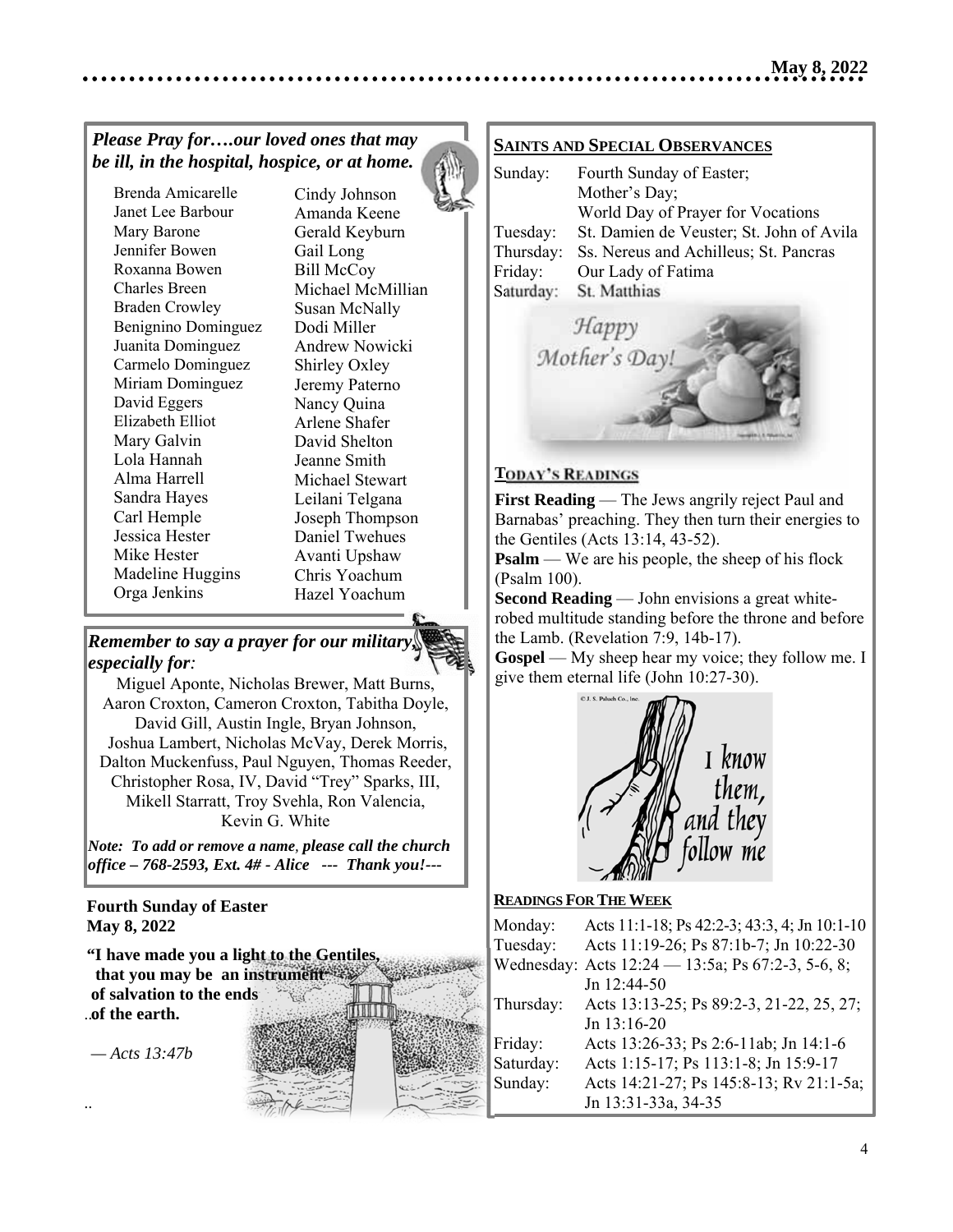## *Please Pray for….our loved ones that may be ill, in the hospital, hospice, or at home.*

Brenda Amicarelle
Janet Lee Barbour
Mary Barone
Jennifer Bowen
Roxanna Bowen
Charles Breen
Braden Crowley
Benignino Dominguez
Juanita Dominguez
Carmelo Dominguez
Miriam Dominguez
David Eggers
Elizabeth Elliot
Mary Galvin
Lola Hannah
Alma Harrell
Sandra Hayes
Carl Hemple
Jessica Hester
Mike Hester
Madeline Huggins
Orga Jenkins
Cindy Johnson
Amanda Keene
Gerald Keyburn
Gail Long
Bill McCoy
Michael McMillian
Susan McNally
Dodi Miller
Andrew Nowicki
Shirley Oxley
Jeremy Paterno
Nancy Quina
Arlene Shafer
David Shelton
Jeanne Smith
Michael Stewart
Leilani Telgana
Joseph Thompson
Daniel Twehues
Avanti Upshaw
Chris Yoachum
Hazel Yoachum

## *Remember to say a prayer for our military, especially for:*

Miguel Aponte, Nicholas Brewer, Matt Burns, Aaron Croxton, Cameron Croxton, Tabitha Doyle, David Gill, Austin Ingle, Bryan Johnson, Joshua Lambert, Nicholas McVay, Derek Morris, Dalton Muckenfuss, Paul Nguyen, Thomas Reeder, Christopher Rosa, IV, David "Trey" Sparks, III, Mikell Starratt, Troy Svehla, Ron Valencia, Kevin G. White

***Note: To add or remove a name, please call the church office – 768-2593, Ext. 4# - Alice --- Thank you!---***

**Fourth Sunday of Easter**
**May 8, 2022**

**"I have made you a light to the Gentiles, that you may be an instrument of salvation to the ends of the earth.**

*— Acts 13:47b*

## SAINTS AND SPECIAL OBSERVANCES

Sunday: Fourth Sunday of Easter; Mother's Day; World Day of Prayer for Vocations
Tuesday: St. Damien de Veuster; St. John of Avila
Thursday: Ss. Nereus and Achilleus; St. Pancras
Friday: Our Lady of Fatima
Saturday: St. Matthias

Happy Mother's Day!

## TODAY'S READINGS

**First Reading** — The Jews angrily reject Paul and Barnabas' preaching. They then turn their energies to the Gentiles (Acts 13:14, 43-52).
**Psalm** — We are his people, the sheep of his flock (Psalm 100).
**Second Reading** — John envisions a great white-robed multitude standing before the throne and before the Lamb. (Revelation 7:9, 14b-17).
**Gospel** — My sheep hear my voice; they follow me. I give them eternal life (John 10:27-30).

I know them, and they follow me

## READINGS FOR THE WEEK

| | |
|---|---|
| Monday: | Acts 11:1-18; Ps 42:2-3; 43:3, 4; Jn 10:1-10 |
| Tuesday: | Acts 11:19-26; Ps 87:1b-7; Jn 10:22-30 |
| Wednesday: | Acts 12:24 — 13:5a; Ps 67:2-3, 5-6, 8; Jn 12:44-50 |
| Thursday: | Acts 13:13-25; Ps 89:2-3, 21-22, 25, 27; Jn 13:16-20 |
| Friday: | Acts 13:26-33; Ps 2:6-11ab; Jn 14:1-6 |
| Saturday: | Acts 1:15-17; Ps 113:1-8; Jn 15:9-17 |
| Sunday: | Acts 14:21-27; Ps 145:8-13; Rv 21:1-5a; Jn 13:31-33a, 34-35 |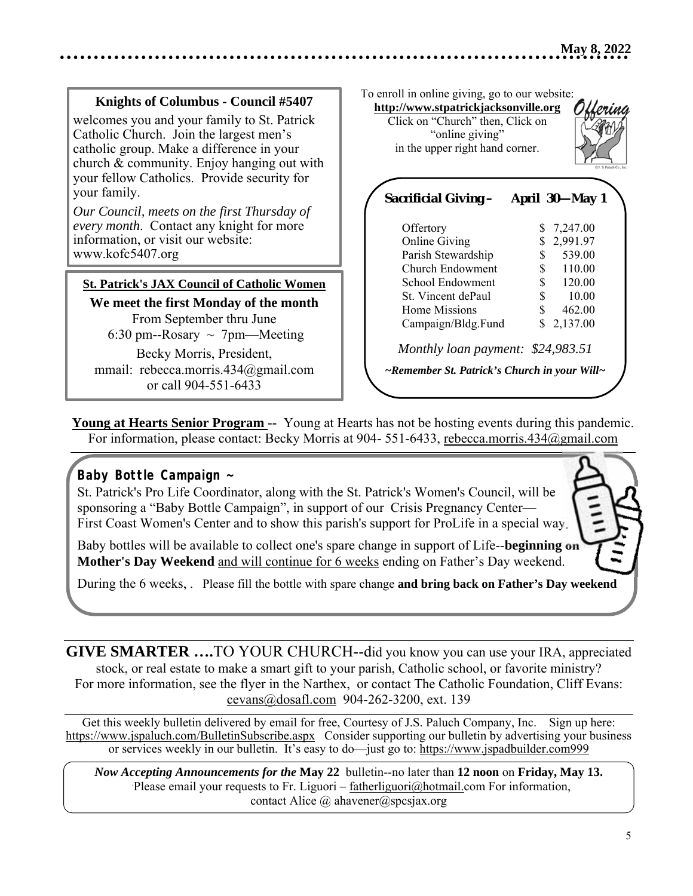**Knights of Columbus - Council #5407**

welcomes you and your family to St. Patrick Catholic Church. Join the largest men's catholic group. Make a difference in your church & community. Enjoy hanging out with your fellow Catholics. Provide security for your family.

*Our Council, meets on the first Thursday of every month*. Contact any knight for more information, or visit our website: www.kofc5407.org

**St. Patrick's JAX Council of Catholic Women**

**We meet the first Monday of the month**

From September thru June

6:30 pm--Rosary ~ 7pm—Meeting

Becky Morris, President,
mmail: rebecca.morris.434@gmail.com
or call 904-551-6433

To enroll in online giving, go to our website:
**http://www.stpatrickjacksonville.org**
Click on "Church" then, Click on "online giving" in the upper right hand corner.

Offering

**Sacrificial Giving – April 30—May 1**

| | |
|---|---|
| Offertory | $ 7,247.00 |
| Online Giving | $ 2,991.97 |
| Parish Stewardship | $ 539.00 |
| Church Endowment | $ 110.00 |
| School Endowment | $ 120.00 |
| St. Vincent dePaul | $ 10.00 |
| Home Missions | $ 462.00 |
| Campaign/Bldg.Fund | $ 2,137.00 |

*Monthly loan payment: $24,983.51*

***~Remember St. Patrick's Church in your Will~***

**Young at Hearts Senior Program --** Young at Hearts has not be hosting events during this pandemic. For information, please contact: Becky Morris at 904- 551-6433, rebecca.morris.434@gmail.com

**Baby Bottle Campaign ~**

St. Patrick's Pro Life Coordinator, along with the St. Patrick's Women's Council, will be sponsoring a "Baby Bottle Campaign", in support of our Crisis Pregnancy Center— First Coast Women's Center and to show this parish's support for ProLife in a special way.

Baby bottles will be available to collect one's spare change in support of Life--**beginning on Mother's Day Weekend** and will continue for 6 weeks ending on Father's Day weekend.

During the 6 weeks, . Please fill the bottle with spare change **and bring back on Father's Day weekend**

**GIVE SMARTER ….**TO YOUR CHURCH--did you know you can use your IRA, appreciated stock, or real estate to make a smart gift to your parish, Catholic school, or favorite ministry? For more information, see the flyer in the Narthex, or contact The Catholic Foundation, Cliff Evans: cevans@dosafl.com 904-262-3200, ext. 139

Get this weekly bulletin delivered by email for free, Courtesy of J.S. Paluch Company, Inc. Sign up here: https://www.jspaluch.com/BulletinSubscribe.aspx Consider supporting our bulletin by advertising your business or services weekly in our bulletin. It's easy to do—just go to: https://www.jspadbuilder.com999

*Now Accepting Announcements for the* **May 22** bulletin--no later than **12 noon** on **Friday, May 13.** Please email your requests to Fr. Liguori – fatherliguori@hotmail.com For information, contact Alice @ ahavener@spcsjax.org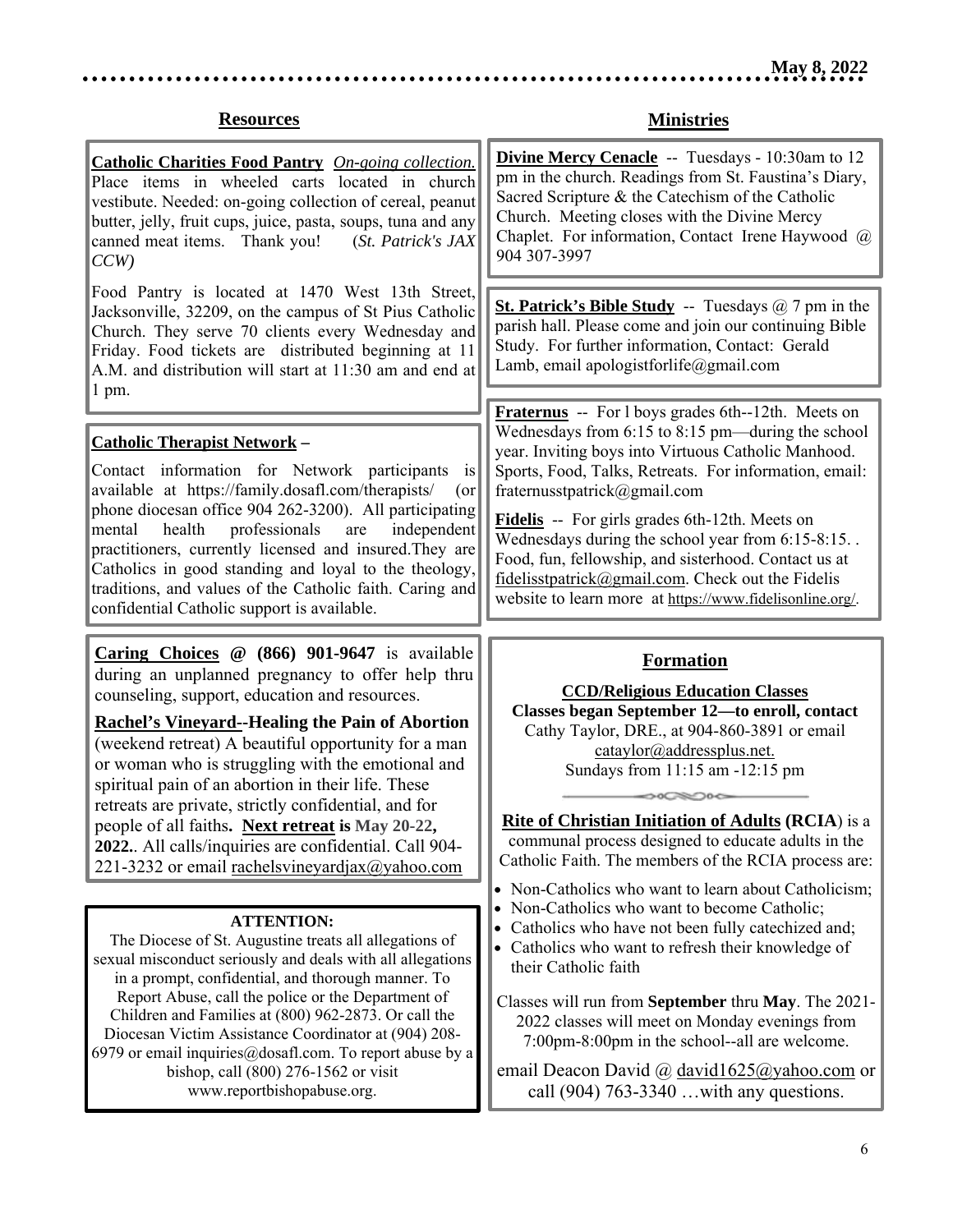## Resources

**Catholic Charities Food Pantry** *On-going collection.* Place items in wheeled carts located in church vestibute. Needed: on-going collection of cereal, peanut butter, jelly, fruit cups, juice, pasta, soups, tuna and any canned meat items. Thank you! (*St. Patrick's JAX CCW)*

Food Pantry is located at 1470 West 13th Street, Jacksonville, 32209, on the campus of St Pius Catholic Church. They serve 70 clients every Wednesday and Friday. Food tickets are distributed beginning at 11 A.M. and distribution will start at 11:30 am and end at 1 pm.

**Catholic Therapist Network –**

Contact information for Network participants is available at https://family.dosafl.com/therapists/ (or phone diocesan office 904 262-3200). All participating mental health professionals are independent practitioners, currently licensed and insured.They are Catholics in good standing and loyal to the theology, traditions, and values of the Catholic faith. Caring and confidential Catholic support is available.

**Caring Choices @ (866) 901-9647** is available during an unplanned pregnancy to offer help thru counseling, support, education and resources.

**Rachel's Vineyard--Healing the Pain of Abortion** (weekend retreat) A beautiful opportunity for a man or woman who is struggling with the emotional and spiritual pain of an abortion in their life. These retreats are private, strictly confidential, and for people of all faiths**. Next retreat is May 20-22, 2022.**. All calls/inquiries are confidential. Call 904-221-3232 or email rachelsvineyardjax@yahoo.com

**ATTENTION:**

The Diocese of St. Augustine treats all allegations of sexual misconduct seriously and deals with all allegations in a prompt, confidential, and thorough manner. To Report Abuse, call the police or the Department of Children and Families at (800) 962-2873. Or call the Diocesan Victim Assistance Coordinator at (904) 208-6979 or email inquiries@dosafl.com. To report abuse by a bishop, call (800) 276-1562 or visit www.reportbishopabuse.org.

## Ministries

**Divine Mercy Cenacle** -- Tuesdays - 10:30am to 12 pm in the church. Readings from St. Faustina's Diary, Sacred Scripture & the Catechism of the Catholic Church. Meeting closes with the Divine Mercy Chaplet. For information, Contact Irene Haywood @ 904 307-3997

**St. Patrick's Bible Study** -- Tuesdays @ 7 pm in the parish hall. Please come and join our continuing Bible Study. For further information, Contact: Gerald Lamb, email apologistforlife@gmail.com

**Fraternus** -- For l boys grades 6th--12th. Meets on Wednesdays from 6:15 to 8:15 pm—during the school year. Inviting boys into Virtuous Catholic Manhood. Sports, Food, Talks, Retreats. For information, email: fraternusstpatrick@gmail.com

**Fidelis** -- For girls grades 6th-12th. Meets on Wednesdays during the school year from 6:15-8:15. . Food, fun, fellowship, and sisterhood. Contact us at fidelisstpatrick@gmail.com. Check out the Fidelis website to learn more at https://www.fidelisonline.org/.

## Formation

**CCD/Religious Education Classes**
**Classes began September 12—to enroll, contact**
Cathy Taylor, DRE., at 904-860-3891 or email cataylor@addressplus.net.
Sundays from 11:15 am -12:15 pm

**Rite of Christian Initiation of Adults (RCIA**) is a communal process designed to educate adults in the Catholic Faith. The members of the RCIA process are:

- Non-Catholics who want to learn about Catholicism;
- Non-Catholics who want to become Catholic;
- Catholics who have not been fully catechized and;
- Catholics who want to refresh their knowledge of their Catholic faith

Classes will run from **September** thru **May**. The 2021-2022 classes will meet on Monday evenings from 7:00pm-8:00pm in the school--all are welcome.

email Deacon David @ david1625@yahoo.com or call (904) 763-3340 …with any questions.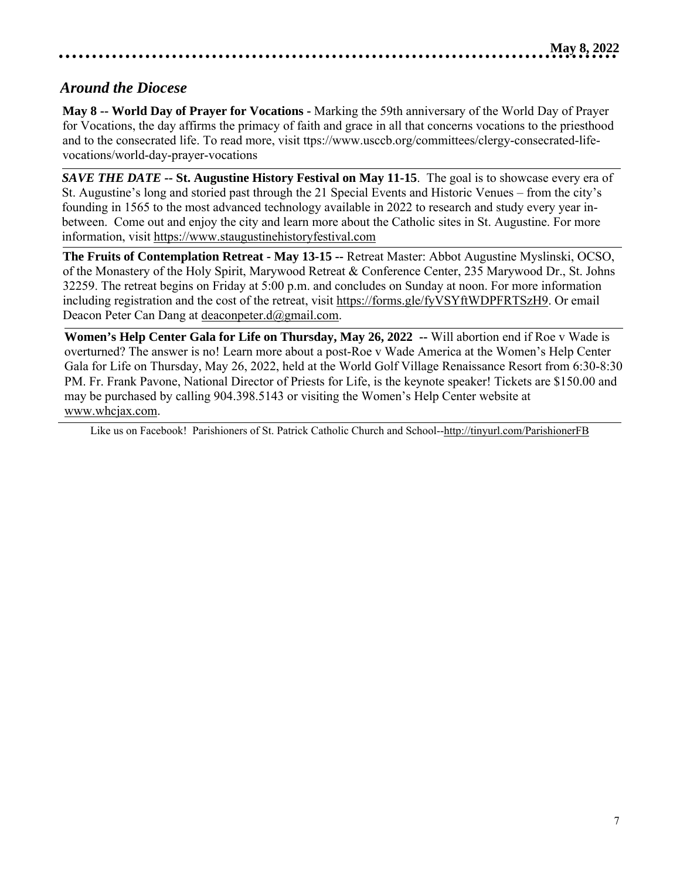## *Around the Diocese*

**May 8 -- World Day of Prayer for Vocations -** Marking the 59th anniversary of the World Day of Prayer for Vocations, the day affirms the primacy of faith and grace in all that concerns vocations to the priesthood and to the consecrated life. To read more, visit ttps://www.usccb.org/committees/clergy-consecrated-life-vocations/world-day-prayer-vocations

---

***SAVE THE DATE* -- St. Augustine History Festival on May 11-15**. The goal is to showcase every era of St. Augustine's long and storied past through the 21 Special Events and Historic Venues – from the city's founding in 1565 to the most advanced technology available in 2022 to research and study every year in-between. Come out and enjoy the city and learn more about the Catholic sites in St. Augustine. For more information, visit https://www.staugustinehistoryfestival.com

---

**The Fruits of Contemplation Retreat - May 13-15 --** Retreat Master: Abbot Augustine Myslinski, OCSO, of the Monastery of the Holy Spirit, Marywood Retreat & Conference Center, 235 Marywood Dr., St. Johns 32259. The retreat begins on Friday at 5:00 p.m. and concludes on Sunday at noon. For more information including registration and the cost of the retreat, visit https://forms.gle/fyVSYftWDPFRTSzH9. Or email Deacon Peter Can Dang at deaconpeter.d@gmail.com.

---

**Women's Help Center Gala for Life on Thursday, May 26, 2022 --** Will abortion end if Roe v Wade is overturned? The answer is no! Learn more about a post-Roe v Wade America at the Women's Help Center Gala for Life on Thursday, May 26, 2022, held at the World Golf Village Renaissance Resort from 6:30-8:30 PM. Fr. Frank Pavone, National Director of Priests for Life, is the keynote speaker! Tickets are $150.00 and may be purchased by calling 904.398.5143 or visiting the Women's Help Center website at www.whcjax.com.

---

Like us on Facebook! Parishioners of St. Patrick Catholic Church and School--http://tinyurl.com/ParishionerFB